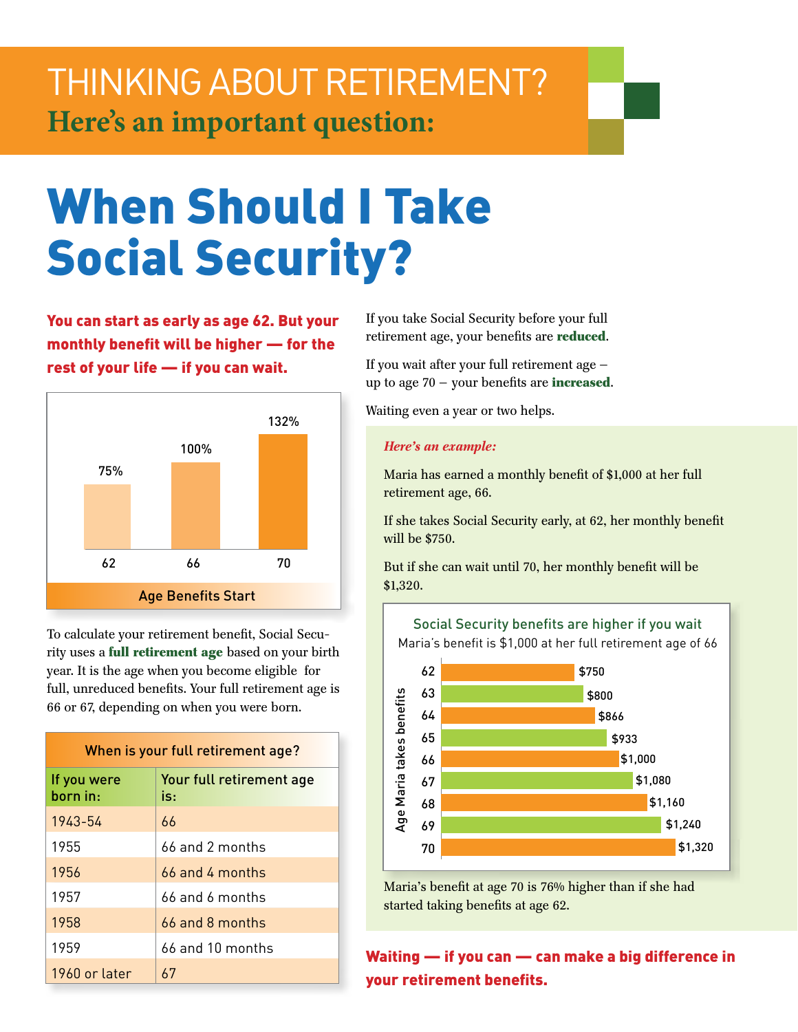# THINKING ABOUT RETIREMENT?

## Here's an important question:

# When Should I Take Social Security?

**You can start as early as age 62. But your monthly benefit will be higher — for the rest of your life — if you can wait.**

| Age Benefits Start | 62 | 66 | 70 |
|---|---|---|---|
| Benefit | 75% | 100% | 132% |

To calculate your retirement benefit, Social Security uses a **full retirement age** based on your birth year. It is the age when you become eligible for full, unreduced benefits. Your full retirement age is 66 or 67, depending on when you were born.

| If you were born in: | Your full retirement age is: |
|---|---|
| 1943-54 | 66 |
| 1955 | 66 and 2 months |
| 1956 | 66 and 4 months |
| 1957 | 66 and 6 months |
| 1958 | 66 and 8 months |
| 1959 | 66 and 10 months |
| 1960 or later | 67 |

If you take Social Security before your full retirement age, your benefits are **reduced**.

If you wait after your full retirement age – up to age 70 – your benefits are **increased**.

Waiting even a year or two helps.

*Here's an example:*

Maria has earned a monthly benefit of $1,000 at her full retirement age, 66.

If she takes Social Security early, at 62, her monthly benefit will be $750.

But if she can wait until 70, her monthly benefit will be $1,320.

**Social Security benefits are higher if you wait**

Maria's benefit is $1,000 at her full retirement age of 66

| Age Maria takes benefits | Monthly benefit |
|---|---|
| 62 | $750 |
| 63 | $800 |
| 64 | $866 |
| 65 | $933 |
| 66 | $1,000 |
| 67 | $1,080 |
| 68 | $1,160 |
| 69 | $1,240 |
| 70 | $1,320 |

Maria's benefit at age 70 is 76% higher than if she had started taking benefits at age 62.

**Waiting — if you can — can make a big difference in your retirement benefits.**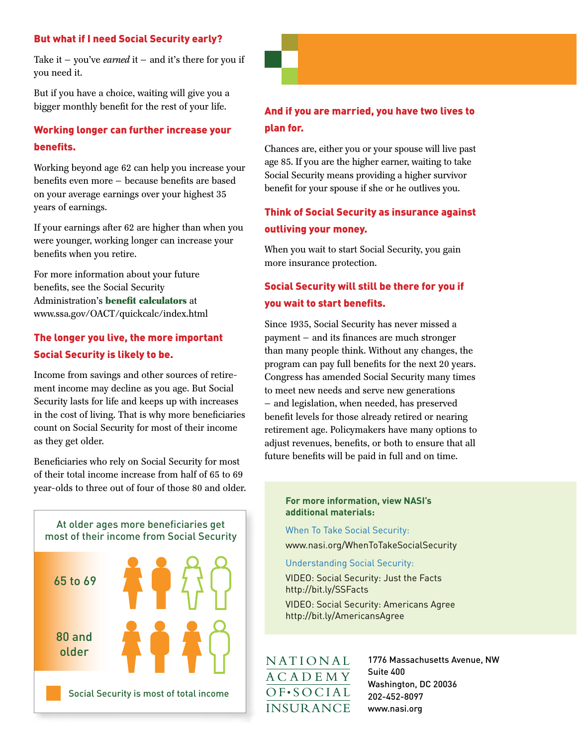## But what if I need Social Security early?

Take it – you've *earned* it – and it's there for you if you need it.

But if you have a choice, waiting will give you a bigger monthly benefit for the rest of your life.

## Working longer can further increase your benefits.

Working beyond age 62 can help you increase your benefits even more – because benefits are based on your average earnings over your highest 35 years of earnings.

If your earnings after 62 are higher than when you were younger, working longer can increase your benefits when you retire.

For more information about your future benefits, see the Social Security Administration's **benefit calculators** at www.ssa.gov/OACT/quickcalc/index.html

## The longer you live, the more important Social Security is likely to be.

Income from savings and other sources of retirement income may decline as you age. But Social Security lasts for life and keeps up with increases in the cost of living. That is why more beneficiaries count on Social Security for most of their income as they get older.

Beneficiaries who rely on Social Security for most of their total income increase from half of 65 to 69 year-olds to three out of four of those 80 and older.

At older ages more beneficiaries get most of their income from Social Security

65 to 69

80 and older

Social Security is most of total income

## And if you are married, you have two lives to plan for.

Chances are, either you or your spouse will live past age 85. If you are the higher earner, waiting to take Social Security means providing a higher survivor benefit for your spouse if she or he outlives you.

## Think of Social Security as insurance against outliving your money.

When you wait to start Social Security, you gain more insurance protection.

## Social Security will still be there for you if you wait to start benefits.

Since 1935, Social Security has never missed a payment – and its finances are much stronger than many people think. Without any changes, the program can pay full benefits for the next 20 years. Congress has amended Social Security many times to meet new needs and serve new generations – and legislation, when needed, has preserved benefit levels for those already retired or nearing retirement age. Policymakers have many options to adjust revenues, benefits, or both to ensure that all future benefits will be paid in full and on time.

**For more information, view NASI's additional materials:**

When To Take Social Security:

www.nasi.org/WhenToTakeSocialSecurity

Understanding Social Security:

VIDEO: Social Security: Just the Facts
http://bit.ly/SSFacts

VIDEO: Social Security: Americans Agree
http://bit.ly/AmericansAgree

NATIONAL ACADEMY OF•SOCIAL INSURANCE

1776 Massachusetts Avenue, NW
Suite 400
Washington, DC 20036
202-452-8097
www.nasi.org